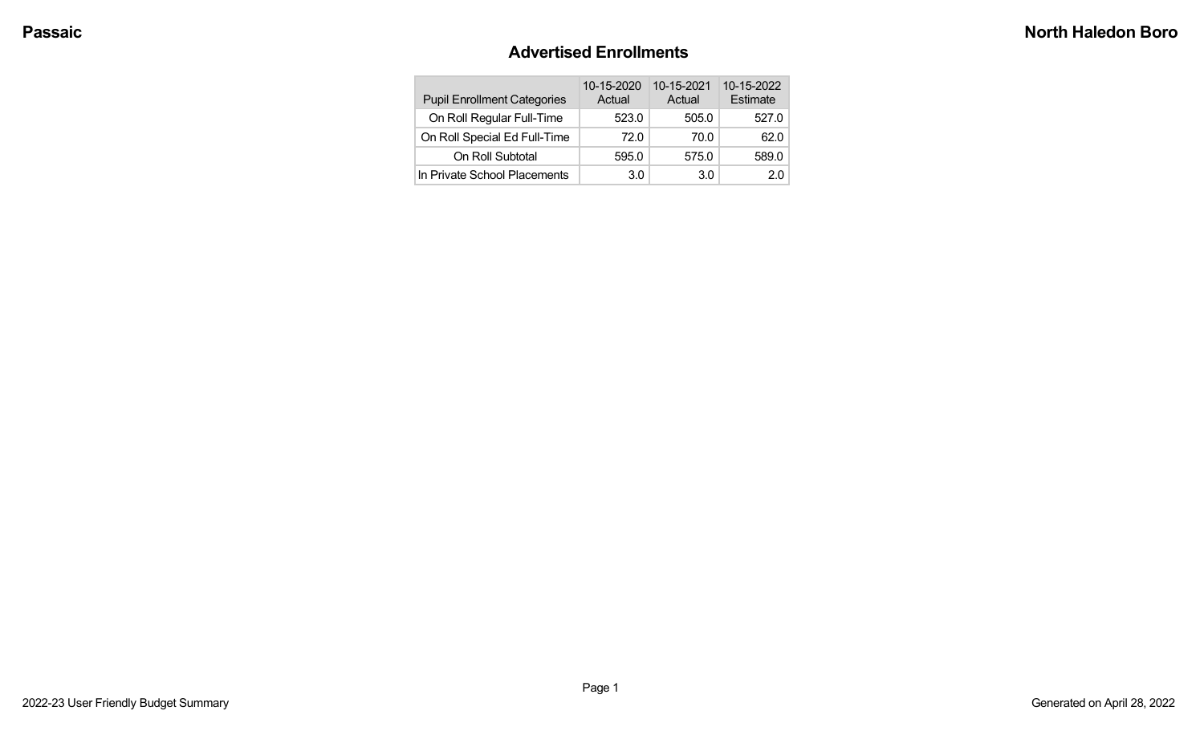# Advertised Enrollments

| Pupil Enrollment Categories | 10-15-2020 Actual | 10-15-2021 Actual | 10-15-2022 Estimate |
|---|---|---|---|
| On Roll Regular Full-Time | 523.0 | 505.0 | 527.0 |
| On Roll Special Ed Full-Time | 72.0 | 70.0 | 62.0 |
| On Roll Subtotal | 595.0 | 575.0 | 589.0 |
| In Private School Placements | 3.0 | 3.0 | 2.0 |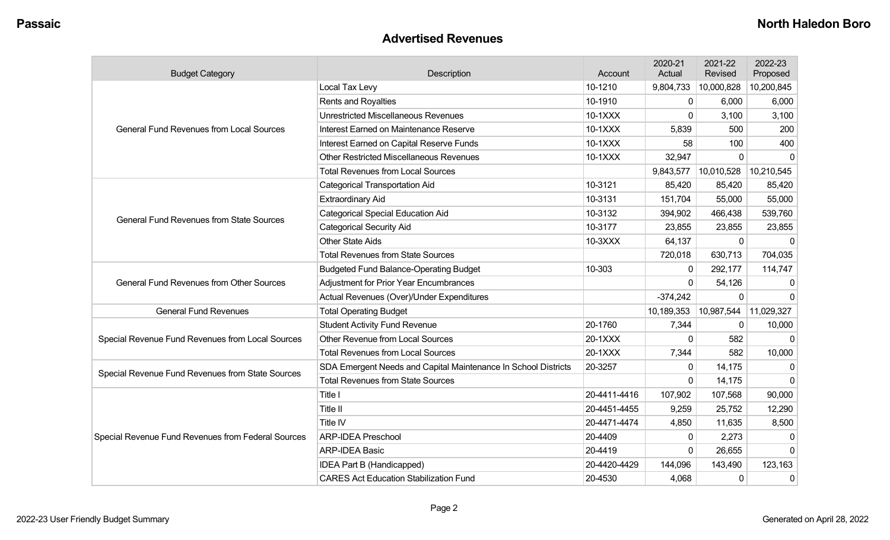## Advertised Revenues

| Budget Category | Description | Account | 2020-21 Actual | 2021-22 Revised | 2022-23 Proposed |
|---|---|---|---|---|---|
| General Fund Revenues from Local Sources | Local Tax Levy | 10-1210 | 9,804,733 | 10,000,828 | 10,200,845 |
| | Rents and Royalties | 10-1910 | 0 | 6,000 | 6,000 |
| | Unrestricted Miscellaneous Revenues | 10-1XXX | 0 | 3,100 | 3,100 |
| | Interest Earned on Maintenance Reserve | 10-1XXX | 5,839 | 500 | 200 |
| | Interest Earned on Capital Reserve Funds | 10-1XXX | 58 | 100 | 400 |
| | Other Restricted Miscellaneous Revenues | 10-1XXX | 32,947 | 0 | 0 |
| | Total Revenues from Local Sources | | 9,843,577 | 10,010,528 | 10,210,545 |
| General Fund Revenues from State Sources | Categorical Transportation Aid | 10-3121 | 85,420 | 85,420 | 85,420 |
| | Extraordinary Aid | 10-3131 | 151,704 | 55,000 | 55,000 |
| | Categorical Special Education Aid | 10-3132 | 394,902 | 466,438 | 539,760 |
| | Categorical Security Aid | 10-3177 | 23,855 | 23,855 | 23,855 |
| | Other State Aids | 10-3XXX | 64,137 | 0 | 0 |
| | Total Revenues from State Sources | | 720,018 | 630,713 | 704,035 |
| General Fund Revenues from Other Sources | Budgeted Fund Balance-Operating Budget | 10-303 | 0 | 292,177 | 114,747 |
| | Adjustment for Prior Year Encumbrances | | 0 | 54,126 | 0 |
| | Actual Revenues (Over)/Under Expenditures | | -374,242 | 0 | 0 |
| General Fund Revenues | Total Operating Budget | | 10,189,353 | 10,987,544 | 11,029,327 |
| Special Revenue Fund Revenues from Local Sources | Student Activity Fund Revenue | 20-1760 | 7,344 | 0 | 10,000 |
| | Other Revenue from Local Sources | 20-1XXX | 0 | 582 | 0 |
| | Total Revenues from Local Sources | 20-1XXX | 7,344 | 582 | 10,000 |
| Special Revenue Fund Revenues from State Sources | SDA Emergent Needs and Capital Maintenance In School Districts | 20-3257 | 0 | 14,175 | 0 |
| | Total Revenues from State Sources | | 0 | 14,175 | 0 |
| Special Revenue Fund Revenues from Federal Sources | Title I | 20-4411-4416 | 107,902 | 107,568 | 90,000 |
| | Title II | 20-4451-4455 | 9,259 | 25,752 | 12,290 |
| | Title IV | 20-4471-4474 | 4,850 | 11,635 | 8,500 |
| | ARP-IDEA Preschool | 20-4409 | 0 | 2,273 | 0 |
| | ARP-IDEA Basic | 20-4419 | 0 | 26,655 | 0 |
| | IDEA Part B (Handicapped) | 20-4420-4429 | 144,096 | 143,490 | 123,163 |
| | CARES Act Education Stabilization Fund | 20-4530 | 4,068 | 0 | 0 |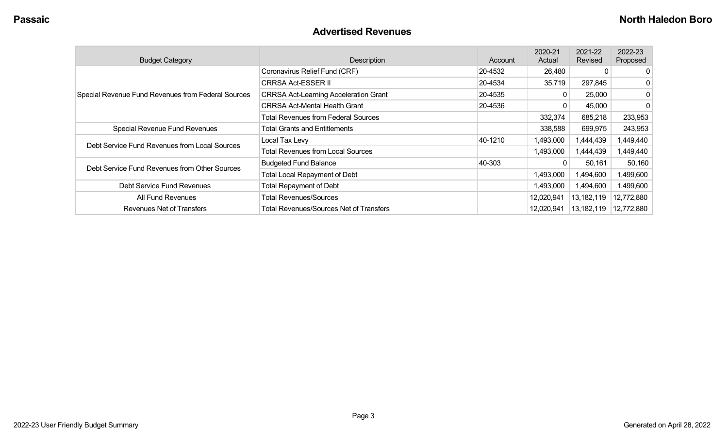## Advertised Revenues

| Budget Category | Description | Account | 2020-21 Actual | 2021-22 Revised | 2022-23 Proposed |
|---|---|---|---|---|---|
| Special Revenue Fund Revenues from Federal Sources | Coronavirus Relief Fund (CRF) | 20-4532 | 26,480 | 0 | 0 |
| | CRRSA Act-ESSER II | 20-4534 | 35,719 | 297,845 | 0 |
| | CRRSA Act-Learning Acceleration Grant | 20-4535 | 0 | 25,000 | 0 |
| | CRRSA Act-Mental Health Grant | 20-4536 | 0 | 45,000 | 0 |
| | Total Revenues from Federal Sources | | 332,374 | 685,218 | 233,953 |
| Special Revenue Fund Revenues | Total Grants and Entitlements | | 338,588 | 699,975 | 243,953 |
| Debt Service Fund Revenues from Local Sources | Local Tax Levy | 40-1210 | 1,493,000 | 1,444,439 | 1,449,440 |
| | Total Revenues from Local Sources | | 1,493,000 | 1,444,439 | 1,449,440 |
| Debt Service Fund Revenues from Other Sources | Budgeted Fund Balance | 40-303 | 0 | 50,161 | 50,160 |
| | Total Local Repayment of Debt | | 1,493,000 | 1,494,600 | 1,499,600 |
| Debt Service Fund Revenues | Total Repayment of Debt | | 1,493,000 | 1,494,600 | 1,499,600 |
| All Fund Revenues | Total Revenues/Sources | | 12,020,941 | 13,182,119 | 12,772,880 |
| Revenues Net of Transfers | Total Revenues/Sources Net of Transfers | | 12,020,941 | 13,182,119 | 12,772,880 |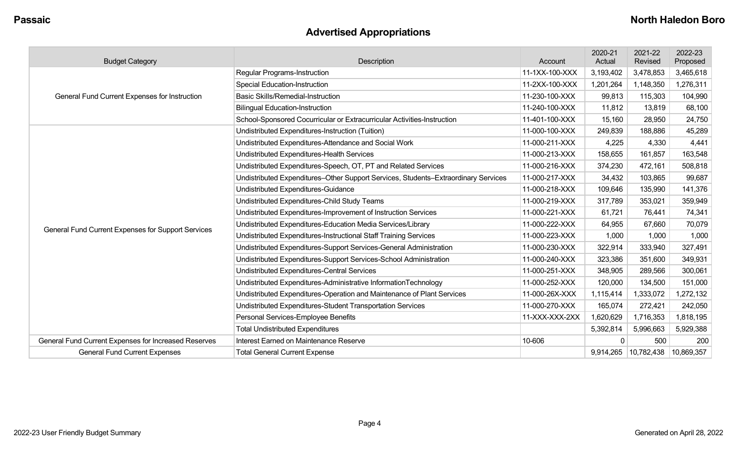## Advertised Appropriations

| Budget Category | Description | Account | 2020-21 Actual | 2021-22 Revised | 2022-23 Proposed |
|---|---|---|---|---|---|
| General Fund Current Expenses for Instruction | Regular Programs-Instruction | 11-1XX-100-XXX | 3,193,402 | 3,478,853 | 3,465,618 |
| | Special Education-Instruction | 11-2XX-100-XXX | 1,201,264 | 1,148,350 | 1,276,311 |
| | Basic Skills/Remedial-Instruction | 11-230-100-XXX | 99,813 | 115,303 | 104,990 |
| | Bilingual Education-Instruction | 11-240-100-XXX | 11,812 | 13,819 | 68,100 |
| | School-Sponsored Cocurricular or Extracurricular Activities-Instruction | 11-401-100-XXX | 15,160 | 28,950 | 24,750 |
| General Fund Current Expenses for Support Services | Undistributed Expenditures-Instruction (Tuition) | 11-000-100-XXX | 249,839 | 188,886 | 45,289 |
| | Undistributed Expenditures-Attendance and Social Work | 11-000-211-XXX | 4,225 | 4,330 | 4,441 |
| | Undistributed Expenditures-Health Services | 11-000-213-XXX | 158,655 | 161,857 | 163,548 |
| | Undistributed Expenditures-Speech, OT, PT and Related Services | 11-000-216-XXX | 374,230 | 472,161 | 508,818 |
| | Undistributed Expenditures–Other Support Services, Students–Extraordinary Services | 11-000-217-XXX | 34,432 | 103,865 | 99,687 |
| | Undistributed Expenditures-Guidance | 11-000-218-XXX | 109,646 | 135,990 | 141,376 |
| | Undistributed Expenditures-Child Study Teams | 11-000-219-XXX | 317,789 | 353,021 | 359,949 |
| | Undistributed Expenditures-Improvement of Instruction Services | 11-000-221-XXX | 61,721 | 76,441 | 74,341 |
| | Undistributed Expenditures-Education Media Services/Library | 11-000-222-XXX | 64,955 | 67,660 | 70,079 |
| | Undistributed Expenditures-Instructional Staff Training Services | 11-000-223-XXX | 1,000 | 1,000 | 1,000 |
| | Undistributed Expenditures-Support Services-General Administration | 11-000-230-XXX | 322,914 | 333,940 | 327,491 |
| | Undistributed Expenditures-Support Services-School Administration | 11-000-240-XXX | 323,386 | 351,600 | 349,931 |
| | Undistributed Expenditures-Central Services | 11-000-251-XXX | 348,905 | 289,566 | 300,061 |
| | Undistributed Expenditures-Administrative InformationTechnology | 11-000-252-XXX | 120,000 | 134,500 | 151,000 |
| | Undistributed Expenditures-Operation and Maintenance of Plant Services | 11-000-26X-XXX | 1,115,414 | 1,333,072 | 1,272,132 |
| | Undistributed Expenditures-Student Transportation Services | 11-000-270-XXX | 165,074 | 272,421 | 242,050 |
| | Personal Services-Employee Benefits | 11-XXX-XXX-2XX | 1,620,629 | 1,716,353 | 1,818,195 |
| | Total Undistributed Expenditures | | 5,392,814 | 5,996,663 | 5,929,388 |
| General Fund Current Expenses for Increased Reserves | Interest Earned on Maintenance Reserve | 10-606 | 0 | 500 | 200 |
| General Fund Current Expenses | Total General Current Expense | | 9,914,265 | 10,782,438 | 10,869,357 |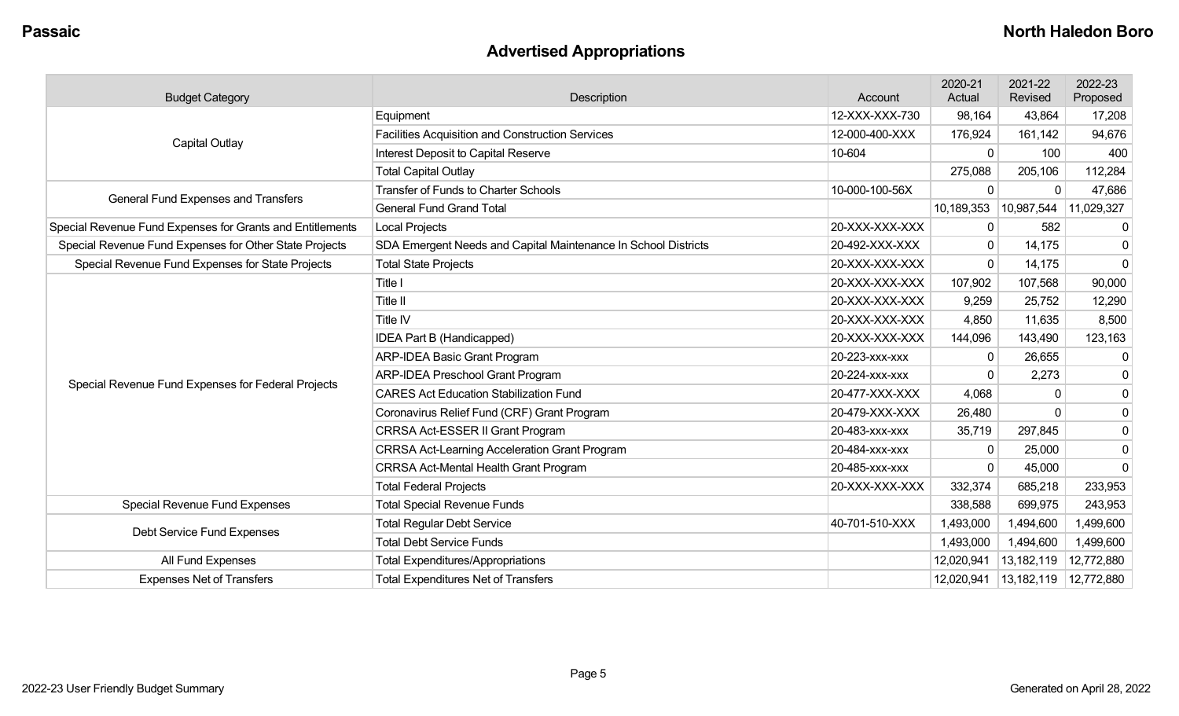## Advertised Appropriations

| Budget Category | Description | Account | 2020-21 Actual | 2021-22 Revised | 2022-23 Proposed |
|---|---|---|---|---|---|
| Capital Outlay | Equipment | 12-XXX-XXX-730 | 98,164 | 43,864 | 17,208 |
| | Facilities Acquisition and Construction Services | 12-000-400-XXX | 176,924 | 161,142 | 94,676 |
| | Interest Deposit to Capital Reserve | 10-604 | 0 | 100 | 400 |
| | Total Capital Outlay | | 275,088 | 205,106 | 112,284 |
| General Fund Expenses and Transfers | Transfer of Funds to Charter Schools | 10-000-100-56X | 0 | 0 | 47,686 |
| | General Fund Grand Total | | 10,189,353 | 10,987,544 | 11,029,327 |
| Special Revenue Fund Expenses for Grants and Entitlements | Local Projects | 20-XXX-XXX-XXX | 0 | 582 | 0 |
| Special Revenue Fund Expenses for Other State Projects | SDA Emergent Needs and Capital Maintenance In School Districts | 20-492-XXX-XXX | 0 | 14,175 | 0 |
| Special Revenue Fund Expenses for State Projects | Total State Projects | 20-XXX-XXX-XXX | 0 | 14,175 | 0 |
| Special Revenue Fund Expenses for Federal Projects | Title I | 20-XXX-XXX-XXX | 107,902 | 107,568 | 90,000 |
| | Title II | 20-XXX-XXX-XXX | 9,259 | 25,752 | 12,290 |
| | Title IV | 20-XXX-XXX-XXX | 4,850 | 11,635 | 8,500 |
| | IDEA Part B (Handicapped) | 20-XXX-XXX-XXX | 144,096 | 143,490 | 123,163 |
| | ARP-IDEA Basic Grant Program | 20-223-xxx-xxx | 0 | 26,655 | 0 |
| | ARP-IDEA Preschool Grant Program | 20-224-xxx-xxx | 0 | 2,273 | 0 |
| | CARES Act Education Stabilization Fund | 20-477-XXX-XXX | 4,068 | 0 | 0 |
| | Coronavirus Relief Fund (CRF) Grant Program | 20-479-XXX-XXX | 26,480 | 0 | 0 |
| | CRRSA Act-ESSER II Grant Program | 20-483-xxx-xxx | 35,719 | 297,845 | 0 |
| | CRRSA Act-Learning Acceleration Grant Program | 20-484-xxx-xxx | 0 | 25,000 | 0 |
| | CRRSA Act-Mental Health Grant Program | 20-485-xxx-xxx | 0 | 45,000 | 0 |
| | Total Federal Projects | 20-XXX-XXX-XXX | 332,374 | 685,218 | 233,953 |
| Special Revenue Fund Expenses | Total Special Revenue Funds | | 338,588 | 699,975 | 243,953 |
| Debt Service Fund Expenses | Total Regular Debt Service | 40-701-510-XXX | 1,493,000 | 1,494,600 | 1,499,600 |
| | Total Debt Service Funds | | 1,493,000 | 1,494,600 | 1,499,600 |
| All Fund Expenses | Total Expenditures/Appropriations | | 12,020,941 | 13,182,119 | 12,772,880 |
| Expenses Net of Transfers | Total Expenditures Net of Transfers | | 12,020,941 | 13,182,119 | 12,772,880 |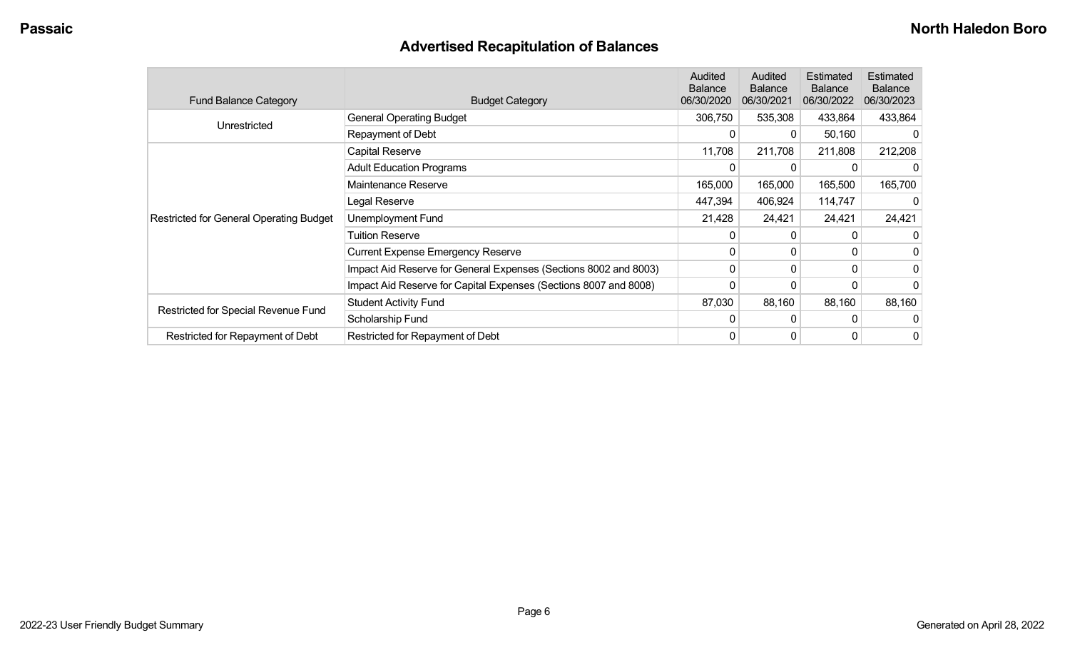# Advertised Recapitulation of Balances

| Fund Balance Category | Budget Category | Audited Balance 06/30/2020 | Audited Balance 06/30/2021 | Estimated Balance 06/30/2022 | Estimated Balance 06/30/2023 |
|---|---|---|---|---|---|
| Unrestricted | General Operating Budget | 306,750 | 535,308 | 433,864 | 433,864 |
| | Repayment of Debt | 0 | 0 | 50,160 | 0 |
| Restricted for General Operating Budget | Capital Reserve | 11,708 | 211,708 | 211,808 | 212,208 |
| | Adult Education Programs | 0 | 0 | 0 | 0 |
| | Maintenance Reserve | 165,000 | 165,000 | 165,500 | 165,700 |
| | Legal Reserve | 447,394 | 406,924 | 114,747 | 0 |
| | Unemployment Fund | 21,428 | 24,421 | 24,421 | 24,421 |
| | Tuition Reserve | 0 | 0 | 0 | 0 |
| | Current Expense Emergency Reserve | 0 | 0 | 0 | 0 |
| | Impact Aid Reserve for General Expenses (Sections 8002 and 8003) | 0 | 0 | 0 | 0 |
| | Impact Aid Reserve for Capital Expenses (Sections 8007 and 8008) | 0 | 0 | 0 | 0 |
| Restricted for Special Revenue Fund | Student Activity Fund | 87,030 | 88,160 | 88,160 | 88,160 |
| | Scholarship Fund | 0 | 0 | 0 | 0 |
| Restricted for Repayment of Debt | Restricted for Repayment of Debt | 0 | 0 | 0 | 0 |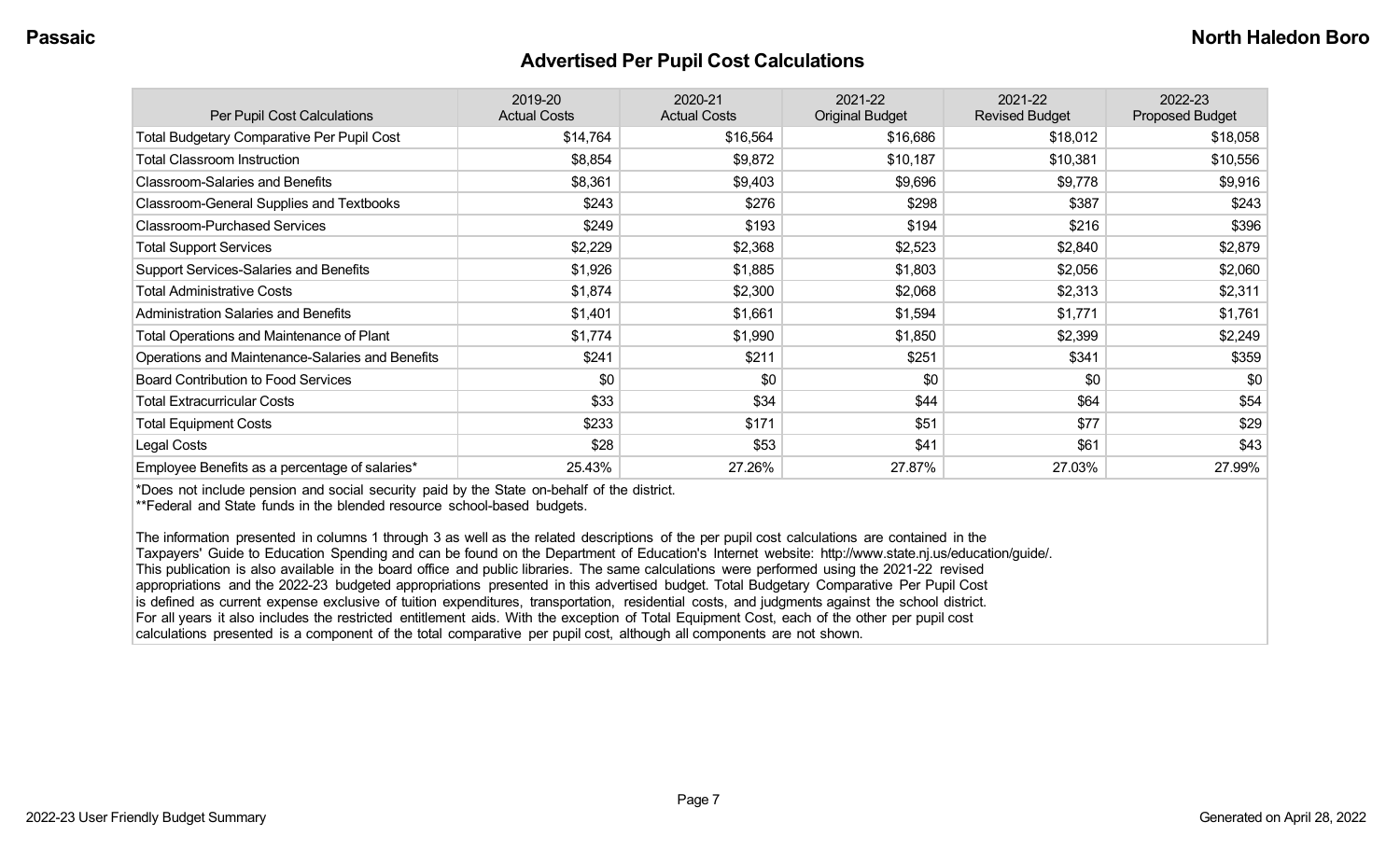## Advertised Per Pupil Cost Calculations

| Per Pupil Cost Calculations | 2019-20 Actual Costs | 2020-21 Actual Costs | 2021-22 Original Budget | 2021-22 Revised Budget | 2022-23 Proposed Budget |
|---|---|---|---|---|---|
| Total Budgetary Comparative Per Pupil Cost | $14,764 | $16,564 | $16,686 | $18,012 | $18,058 |
| Total Classroom Instruction | $8,854 | $9,872 | $10,187 | $10,381 | $10,556 |
| Classroom-Salaries and Benefits | $8,361 | $9,403 | $9,696 | $9,778 | $9,916 |
| Classroom-General Supplies and Textbooks | $243 | $276 | $298 | $387 | $243 |
| Classroom-Purchased Services | $249 | $193 | $194 | $216 | $396 |
| Total Support Services | $2,229 | $2,368 | $2,523 | $2,840 | $2,879 |
| Support Services-Salaries and Benefits | $1,926 | $1,885 | $1,803 | $2,056 | $2,060 |
| Total Administrative Costs | $1,874 | $2,300 | $2,068 | $2,313 | $2,311 |
| Administration Salaries and Benefits | $1,401 | $1,661 | $1,594 | $1,771 | $1,761 |
| Total Operations and Maintenance of Plant | $1,774 | $1,990 | $1,850 | $2,399 | $2,249 |
| Operations and Maintenance-Salaries and Benefits | $241 | $211 | $251 | $341 | $359 |
| Board Contribution to Food Services | $0 | $0 | $0 | $0 | $0 |
| Total Extracurricular Costs | $33 | $34 | $44 | $64 | $54 |
| Total Equipment Costs | $233 | $171 | $51 | $77 | $29 |
| Legal Costs | $28 | $53 | $41 | $61 | $43 |
| Employee Benefits as a percentage of salaries* | 25.43% | 27.26% | 27.87% | 27.03% | 27.99% |

*Does not include pension and social security paid by the State on-behalf of the district.

**Federal and State funds in the blended resource school-based budgets.

The information presented in columns 1 through 3 as well as the related descriptions of the per pupil cost calculations are contained in the Taxpayers' Guide to Education Spending and can be found on the Department of Education's Internet website: http://www.state.nj.us/education/guide/. This publication is also available in the board office and public libraries. The same calculations were performed using the 2021-22 revised appropriations and the 2022-23 budgeted appropriations presented in this advertised budget. Total Budgetary Comparative Per Pupil Cost is defined as current expense exclusive of tuition expenditures, transportation, residential costs, and judgments against the school district. For all years it also includes the restricted entitlement aids. With the exception of Total Equipment Cost, each of the other per pupil cost calculations presented is a component of the total comparative per pupil cost, although all components are not shown.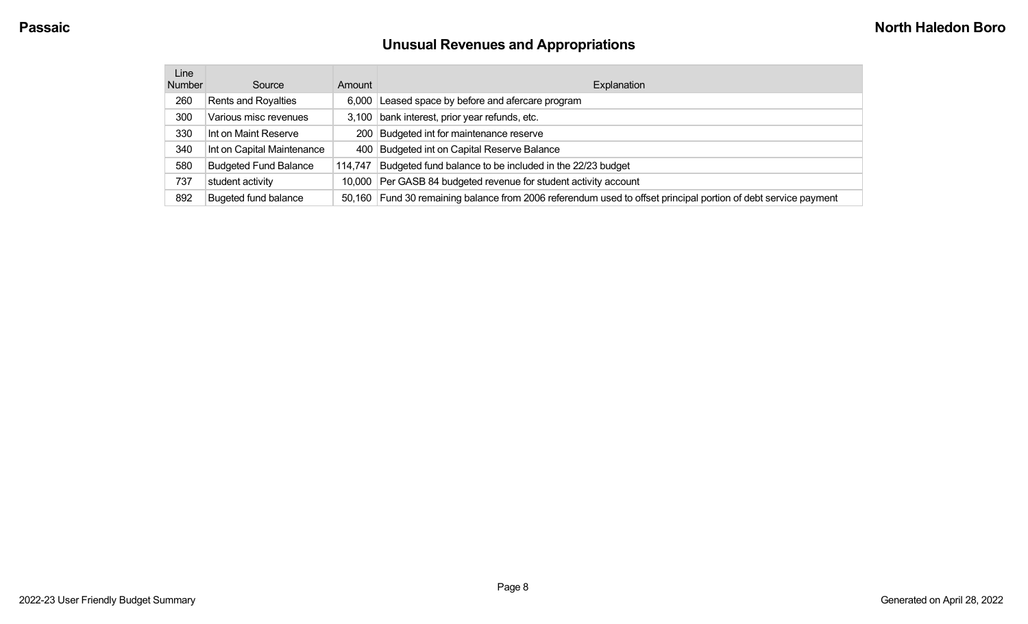## Unusual Revenues and Appropriations

| Line Number | Source | Amount | Explanation |
|---|---|---|---|
| 260 | Rents and Royalties | 6,000 | Leased space by before and afercare program |
| 300 | Various misc revenues | 3,100 | bank interest, prior year refunds, etc. |
| 330 | Int on Maint Reserve | 200 | Budgeted int for maintenance reserve |
| 340 | Int on Capital Maintenance | 400 | Budgeted int on Capital Reserve Balance |
| 580 | Budgeted Fund Balance | 114,747 | Budgeted fund balance to be included in the 22/23 budget |
| 737 | student activity | 10,000 | Per GASB 84 budgeted revenue for student activity account |
| 892 | Bugeted fund balance | 50,160 | Fund 30 remaining balance from 2006 referendum used to offset principal portion of debt service payment |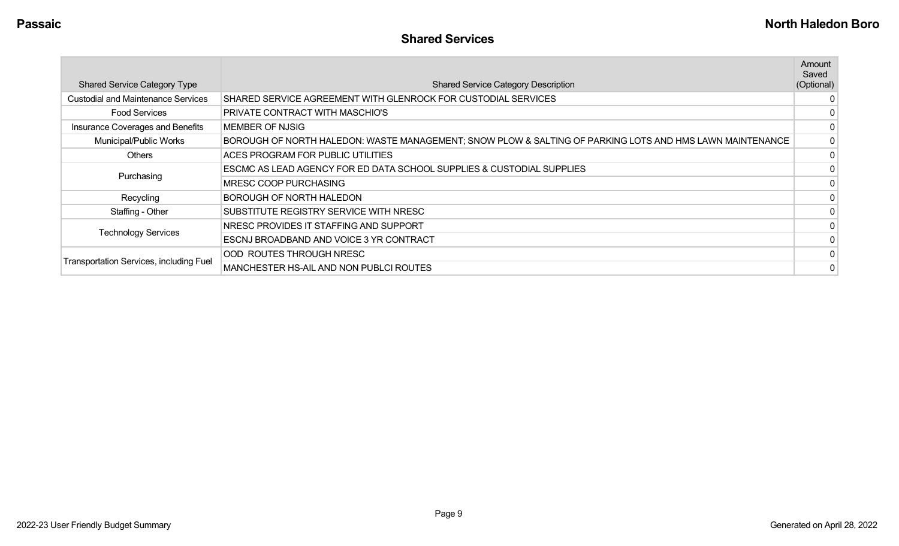## Shared Services

| Shared Service Category Type | Shared Service Category Description | Amount Saved (Optional) |
|---|---|---|
| Custodial and Maintenance Services | SHARED SERVICE AGREEMENT WITH GLENROCK FOR CUSTODIAL SERVICES | 0 |
| Food Services | PRIVATE CONTRACT WITH MASCHIO'S | 0 |
| Insurance Coverages and Benefits | MEMBER OF NJSIG | 0 |
| Municipal/Public Works | BOROUGH OF NORTH HALEDON: WASTE MANAGEMENT; SNOW PLOW & SALTING OF PARKING LOTS AND HMS LAWN MAINTENANCE | 0 |
| Others | ACES PROGRAM FOR PUBLIC UTILITIES | 0 |
| Purchasing | ESCMC AS LEAD AGENCY FOR ED DATA SCHOOL SUPPLIES & CUSTODIAL SUPPLIES | 0 |
| | MRESC COOP PURCHASING | 0 |
| Recycling | BOROUGH OF NORTH HALEDON | 0 |
| Staffing - Other | SUBSTITUTE REGISTRY SERVICE WITH NRESC | 0 |
| Technology Services | NRESC PROVIDES IT STAFFING AND SUPPORT | 0 |
| | ESCNJ BROADBAND AND VOICE 3 YR CONTRACT | 0 |
| Transportation Services, including Fuel | OOD ROUTES THROUGH NRESC | 0 |
| | MANCHESTER HS-AIL AND NON PUBLCI ROUTES | 0 |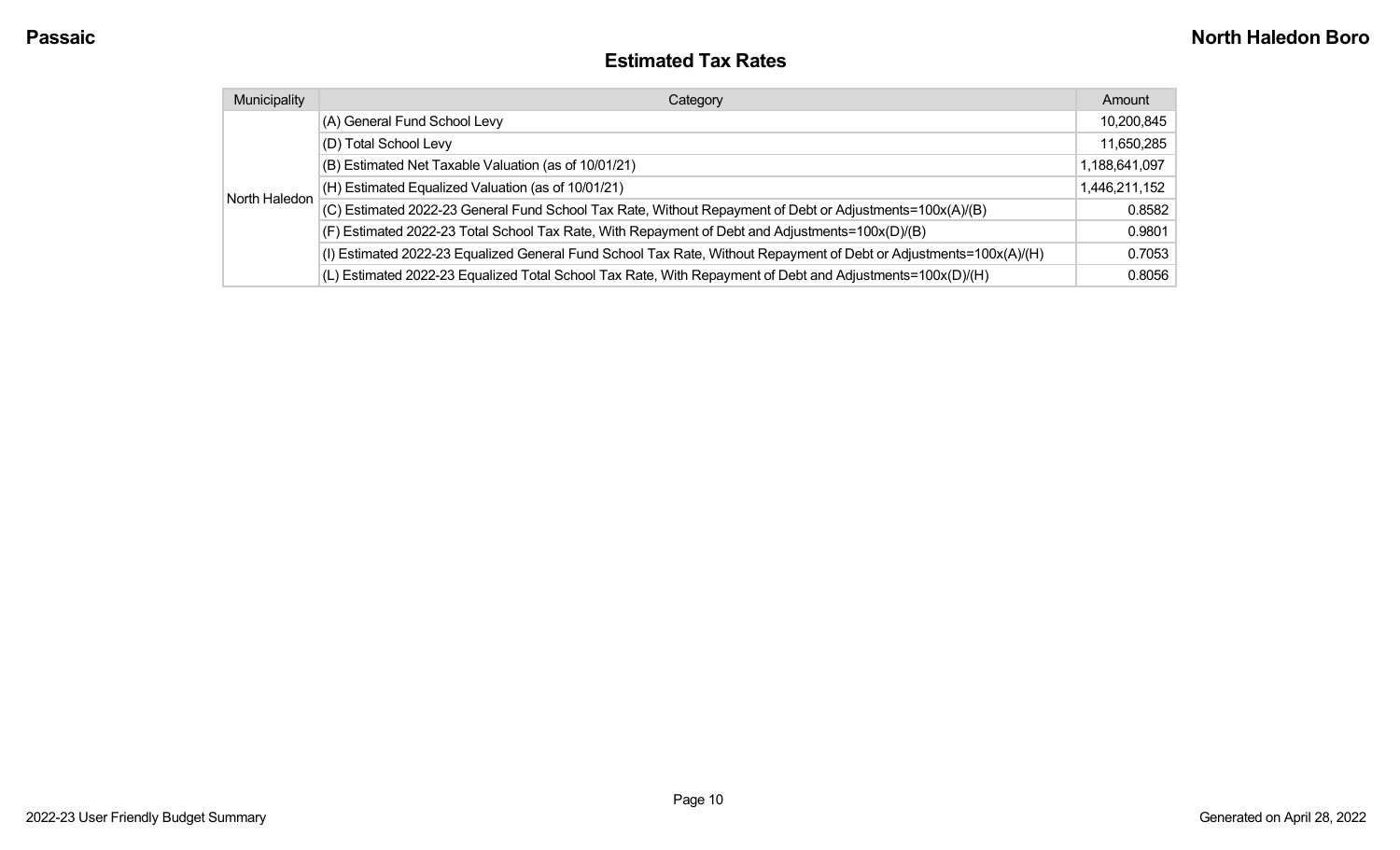## Estimated Tax Rates

| Municipality | Category | Amount |
|---|---|---|
| North Haledon | (A) General Fund School Levy | 10,200,845 |
| | (D) Total School Levy | 11,650,285 |
| | (B) Estimated Net Taxable Valuation (as of 10/01/21) | 1,188,641,097 |
| | (H) Estimated Equalized Valuation (as of 10/01/21) | 1,446,211,152 |
| | (C) Estimated 2022-23 General Fund School Tax Rate, Without Repayment of Debt or Adjustments=100x(A)/(B) | 0.8582 |
| | (F) Estimated 2022-23 Total School Tax Rate, With Repayment of Debt and Adjustments=100x(D)/(B) | 0.9801 |
| | (I) Estimated 2022-23 Equalized General Fund School Tax Rate, Without Repayment of Debt or Adjustments=100x(A)/(H) | 0.7053 |
| | (L) Estimated 2022-23 Equalized Total School Tax Rate, With Repayment of Debt and Adjustments=100x(D)/(H) | 0.8056 |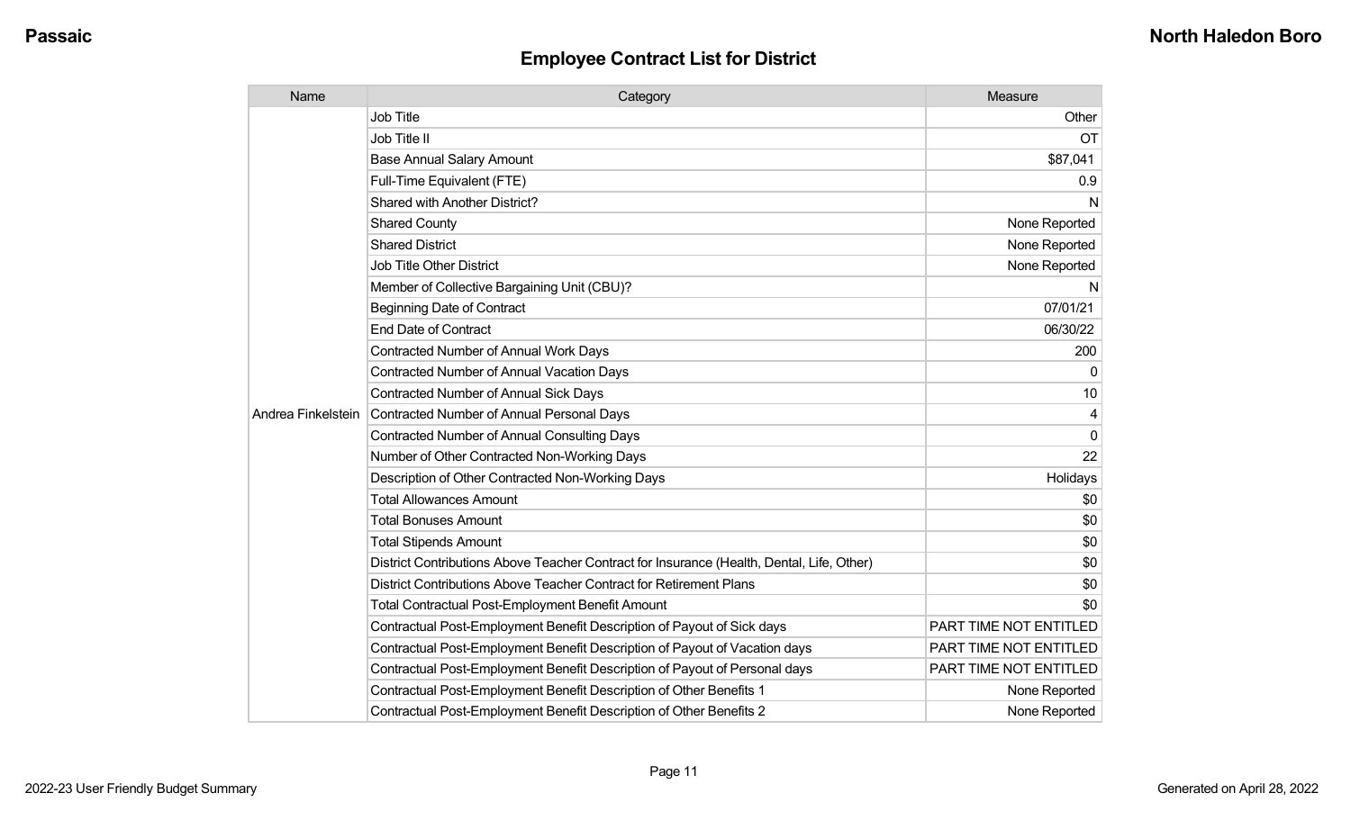## Employee Contract List for District

| Name | Category | Measure |
| --- | --- | --- |
| Andrea Finkelstein | Job Title | Other |
| | Job Title II | OT |
| | Base Annual Salary Amount | $87,041 |
| | Full-Time Equivalent (FTE) | 0.9 |
| | Shared with Another District? | N |
| | Shared County | None Reported |
| | Shared District | None Reported |
| | Job Title Other District | None Reported |
| | Member of Collective Bargaining Unit (CBU)? | N |
| | Beginning Date of Contract | 07/01/21 |
| | End Date of Contract | 06/30/22 |
| | Contracted Number of Annual Work Days | 200 |
| | Contracted Number of Annual Vacation Days | 0 |
| | Contracted Number of Annual Sick Days | 10 |
| | Contracted Number of Annual Personal Days | 4 |
| | Contracted Number of Annual Consulting Days | 0 |
| | Number of Other Contracted Non-Working Days | 22 |
| | Description of Other Contracted Non-Working Days | Holidays |
| | Total Allowances Amount | $0 |
| | Total Bonuses Amount | $0 |
| | Total Stipends Amount | $0 |
| | District Contributions Above Teacher Contract for Insurance (Health, Dental, Life, Other) | $0 |
| | District Contributions Above Teacher Contract for Retirement Plans | $0 |
| | Total Contractual Post-Employment Benefit Amount | $0 |
| | Contractual Post-Employment Benefit Description of Payout of Sick days | PART TIME NOT ENTITLED |
| | Contractual Post-Employment Benefit Description of Payout of Vacation days | PART TIME NOT ENTITLED |
| | Contractual Post-Employment Benefit Description of Payout of Personal days | PART TIME NOT ENTITLED |
| | Contractual Post-Employment Benefit Description of Other Benefits 1 | None Reported |
| | Contractual Post-Employment Benefit Description of Other Benefits 2 | None Reported |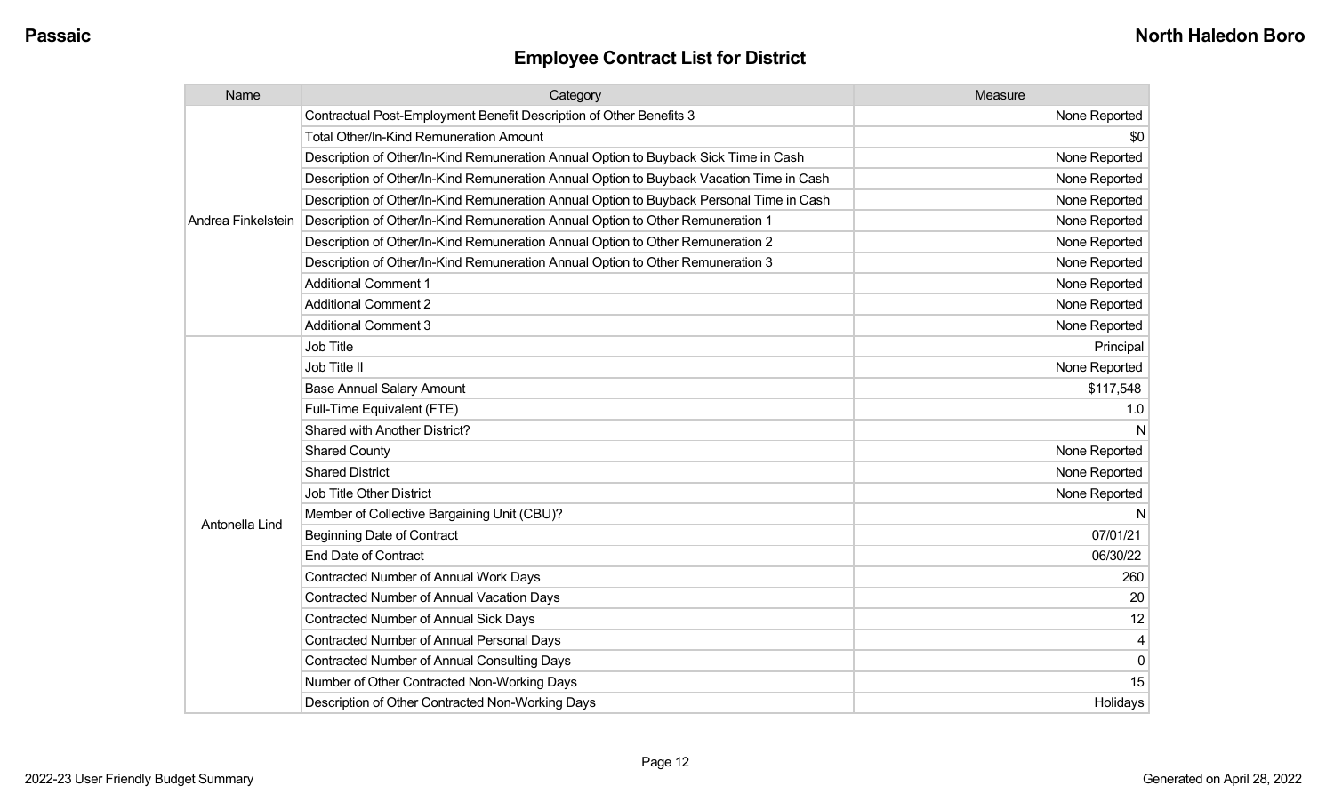## Employee Contract List for District

| Name | Category | Measure |
|---|---|---|
| Andrea Finkelstein | Contractual Post-Employment Benefit Description of Other Benefits 3 | None Reported |
| | Total Other/In-Kind Remuneration Amount | $0 |
| | Description of Other/In-Kind Remuneration Annual Option to Buyback Sick Time in Cash | None Reported |
| | Description of Other/In-Kind Remuneration Annual Option to Buyback Vacation Time in Cash | None Reported |
| | Description of Other/In-Kind Remuneration Annual Option to Buyback Personal Time in Cash | None Reported |
| | Description of Other/In-Kind Remuneration Annual Option to Other Remuneration 1 | None Reported |
| | Description of Other/In-Kind Remuneration Annual Option to Other Remuneration 2 | None Reported |
| | Description of Other/In-Kind Remuneration Annual Option to Other Remuneration 3 | None Reported |
| | Additional Comment 1 | None Reported |
| | Additional Comment 2 | None Reported |
| | Additional Comment 3 | None Reported |
| Antonella Lind | Job Title | Principal |
| | Job Title II | None Reported |
| | Base Annual Salary Amount | $117,548 |
| | Full-Time Equivalent (FTE) | 1.0 |
| | Shared with Another District? | N |
| | Shared County | None Reported |
| | Shared District | None Reported |
| | Job Title Other District | None Reported |
| | Member of Collective Bargaining Unit (CBU)? | N |
| | Beginning Date of Contract | 07/01/21 |
| | End Date of Contract | 06/30/22 |
| | Contracted Number of Annual Work Days | 260 |
| | Contracted Number of Annual Vacation Days | 20 |
| | Contracted Number of Annual Sick Days | 12 |
| | Contracted Number of Annual Personal Days | 4 |
| | Contracted Number of Annual Consulting Days | 0 |
| | Number of Other Contracted Non-Working Days | 15 |
| | Description of Other Contracted Non-Working Days | Holidays |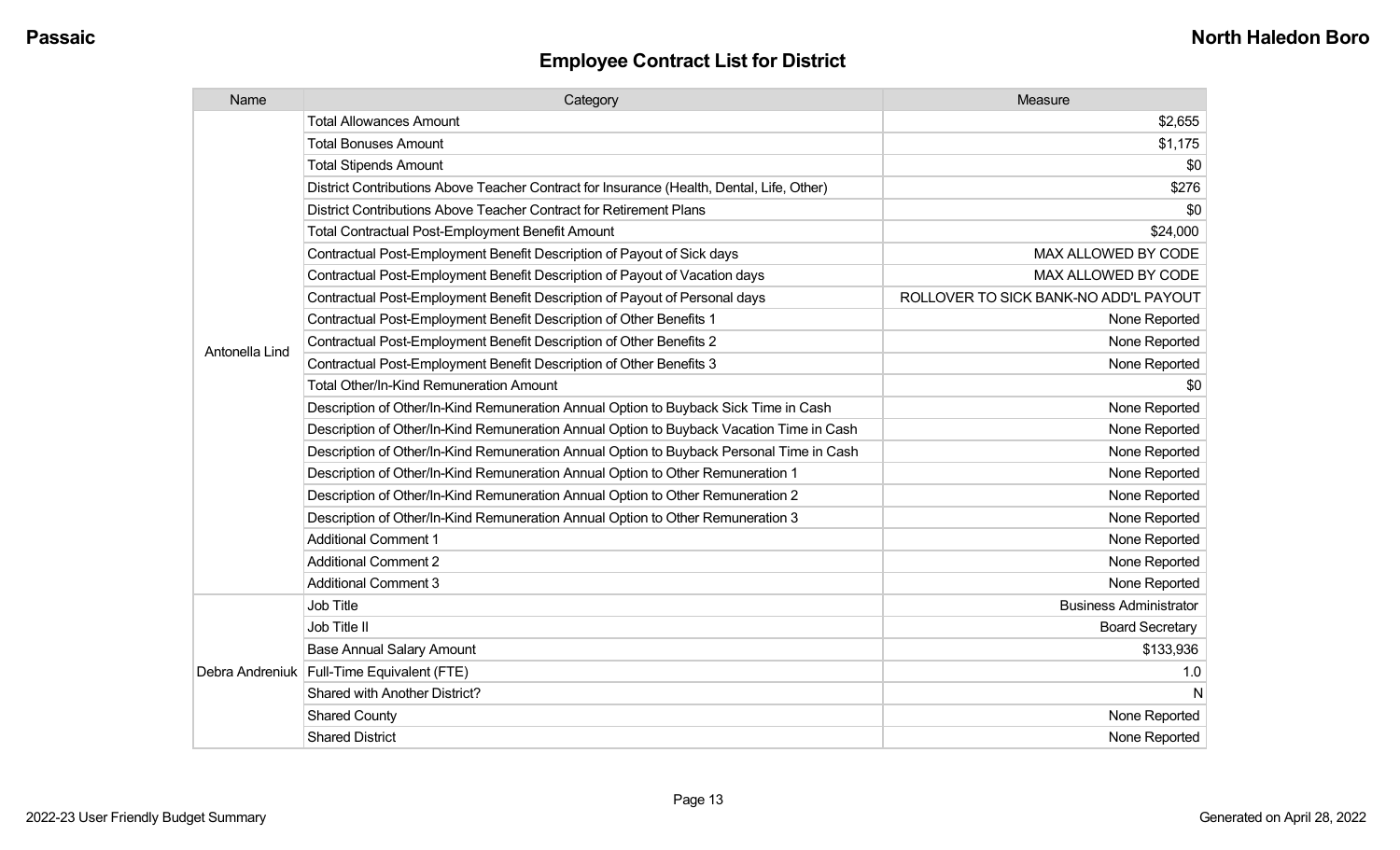## Employee Contract List for District

| Name | Category | Measure |
|---|---|---|
| Antonella Lind | Total Allowances Amount | $2,655 |
| | Total Bonuses Amount | $1,175 |
| | Total Stipends Amount | $0 |
| | District Contributions Above Teacher Contract for Insurance (Health, Dental, Life, Other) | $276 |
| | District Contributions Above Teacher Contract for Retirement Plans | $0 |
| | Total Contractual Post-Employment Benefit Amount | $24,000 |
| | Contractual Post-Employment Benefit Description of Payout of Sick days | MAX ALLOWED BY CODE |
| | Contractual Post-Employment Benefit Description of Payout of Vacation days | MAX ALLOWED BY CODE |
| | Contractual Post-Employment Benefit Description of Payout of Personal days | ROLLOVER TO SICK BANK-NO ADD'L PAYOUT |
| | Contractual Post-Employment Benefit Description of Other Benefits 1 | None Reported |
| | Contractual Post-Employment Benefit Description of Other Benefits 2 | None Reported |
| | Contractual Post-Employment Benefit Description of Other Benefits 3 | None Reported |
| | Total Other/In-Kind Remuneration Amount | $0 |
| | Description of Other/In-Kind Remuneration Annual Option to Buyback Sick Time in Cash | None Reported |
| | Description of Other/In-Kind Remuneration Annual Option to Buyback Vacation Time in Cash | None Reported |
| | Description of Other/In-Kind Remuneration Annual Option to Buyback Personal Time in Cash | None Reported |
| | Description of Other/In-Kind Remuneration Annual Option to Other Remuneration 1 | None Reported |
| | Description of Other/In-Kind Remuneration Annual Option to Other Remuneration 2 | None Reported |
| | Description of Other/In-Kind Remuneration Annual Option to Other Remuneration 3 | None Reported |
| | Additional Comment 1 | None Reported |
| | Additional Comment 2 | None Reported |
| | Additional Comment 3 | None Reported |
| Debra Andreniuk | Job Title | Business Administrator |
| | Job Title II | Board Secretary |
| | Base Annual Salary Amount | $133,936 |
| | Full-Time Equivalent (FTE) | 1.0 |
| | Shared with Another District? | N |
| | Shared County | None Reported |
| | Shared District | None Reported |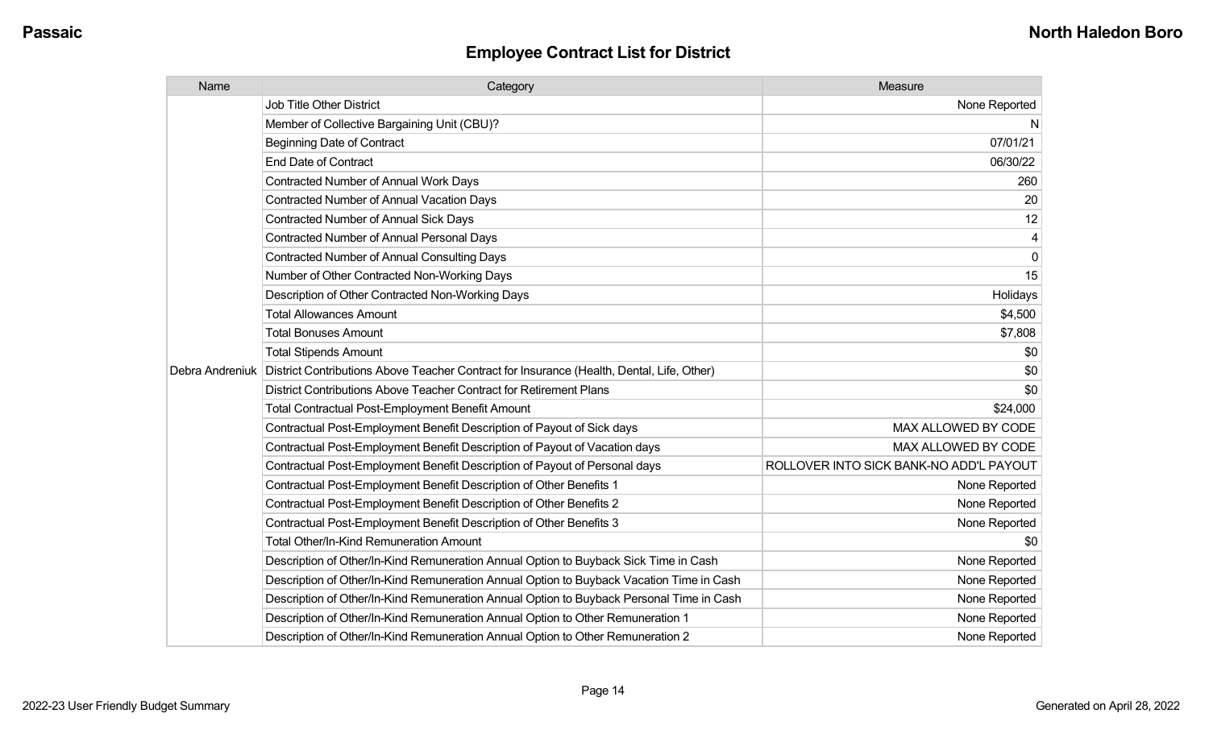## Employee Contract List for District

| Name | Category | Measure |
|---|---|---|
| Debra Andreniuk | Job Title Other District | None Reported |
| | Member of Collective Bargaining Unit (CBU)? | N |
| | Beginning Date of Contract | 07/01/21 |
| | End Date of Contract | 06/30/22 |
| | Contracted Number of Annual Work Days | 260 |
| | Contracted Number of Annual Vacation Days | 20 |
| | Contracted Number of Annual Sick Days | 12 |
| | Contracted Number of Annual Personal Days | 4 |
| | Contracted Number of Annual Consulting Days | 0 |
| | Number of Other Contracted Non-Working Days | 15 |
| | Description of Other Contracted Non-Working Days | Holidays |
| | Total Allowances Amount | $4,500 |
| | Total Bonuses Amount | $7,808 |
| | Total Stipends Amount | $0 |
| | District Contributions Above Teacher Contract for Insurance (Health, Dental, Life, Other) | $0 |
| | District Contributions Above Teacher Contract for Retirement Plans | $0 |
| | Total Contractual Post-Employment Benefit Amount | $24,000 |
| | Contractual Post-Employment Benefit Description of Payout of Sick days | MAX ALLOWED BY CODE |
| | Contractual Post-Employment Benefit Description of Payout of Vacation days | MAX ALLOWED BY CODE |
| | Contractual Post-Employment Benefit Description of Payout of Personal days | ROLLOVER INTO SICK BANK-NO ADD'L PAYOUT |
| | Contractual Post-Employment Benefit Description of Other Benefits 1 | None Reported |
| | Contractual Post-Employment Benefit Description of Other Benefits 2 | None Reported |
| | Contractual Post-Employment Benefit Description of Other Benefits 3 | None Reported |
| | Total Other/In-Kind Remuneration Amount | $0 |
| | Description of Other/In-Kind Remuneration Annual Option to Buyback Sick Time in Cash | None Reported |
| | Description of Other/In-Kind Remuneration Annual Option to Buyback Vacation Time in Cash | None Reported |
| | Description of Other/In-Kind Remuneration Annual Option to Buyback Personal Time in Cash | None Reported |
| | Description of Other/In-Kind Remuneration Annual Option to Other Remuneration 1 | None Reported |
| | Description of Other/In-Kind Remuneration Annual Option to Other Remuneration 2 | None Reported |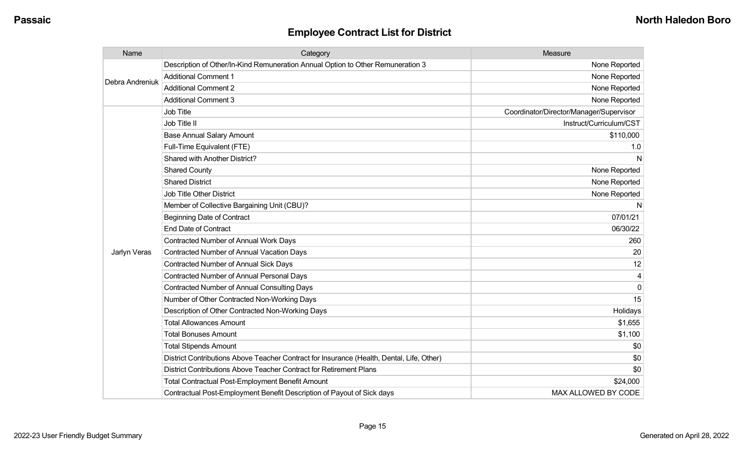## Employee Contract List for District

| Name | Category | Measure |
|---|---|---|
| Debra Andreniuk | Description of Other/In-Kind Remuneration Annual Option to Other Remuneration 3 | None Reported |
| | Additional Comment 1 | None Reported |
| | Additional Comment 2 | None Reported |
| | Additional Comment 3 | None Reported |
| Jarlyn Veras | Job Title | Coordinator/Director/Manager/Supervisor |
| | Job Title II | Instruct/Curriculum/CST |
| | Base Annual Salary Amount | $110,000 |
| | Full-Time Equivalent (FTE) | 1.0 |
| | Shared with Another District? | N |
| | Shared County | None Reported |
| | Shared District | None Reported |
| | Job Title Other District | None Reported |
| | Member of Collective Bargaining Unit (CBU)? | N |
| | Beginning Date of Contract | 07/01/21 |
| | End Date of Contract | 06/30/22 |
| | Contracted Number of Annual Work Days | 260 |
| | Contracted Number of Annual Vacation Days | 20 |
| | Contracted Number of Annual Sick Days | 12 |
| | Contracted Number of Annual Personal Days | 4 |
| | Contracted Number of Annual Consulting Days | 0 |
| | Number of Other Contracted Non-Working Days | 15 |
| | Description of Other Contracted Non-Working Days | Holidays |
| | Total Allowances Amount | $1,655 |
| | Total Bonuses Amount | $1,100 |
| | Total Stipends Amount | $0 |
| | District Contributions Above Teacher Contract for Insurance (Health, Dental, Life, Other) | $0 |
| | District Contributions Above Teacher Contract for Retirement Plans | $0 |
| | Total Contractual Post-Employment Benefit Amount | $24,000 |
| | Contractual Post-Employment Benefit Description of Payout of Sick days | MAX ALLOWED BY CODE |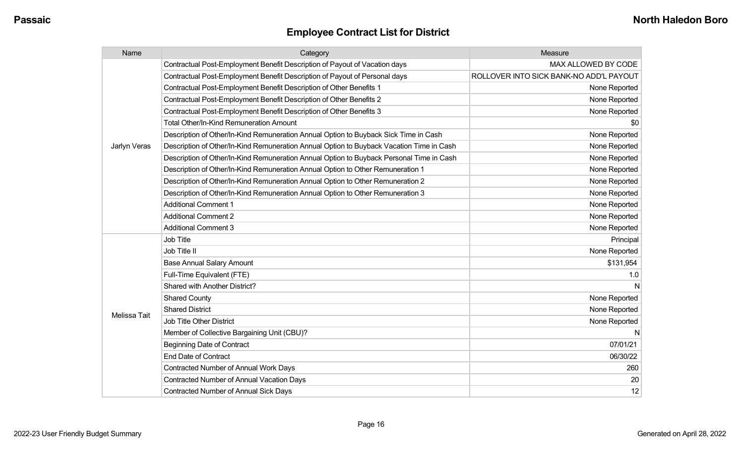## Employee Contract List for District

| Name | Category | Measure |
|---|---|---|
| Jarlyn Veras | Contractual Post-Employment Benefit Description of Payout of Vacation days | MAX ALLOWED BY CODE |
| | Contractual Post-Employment Benefit Description of Payout of Personal days | ROLLOVER INTO SICK BANK-NO ADD'L PAYOUT |
| | Contractual Post-Employment Benefit Description of Other Benefits 1 | None Reported |
| | Contractual Post-Employment Benefit Description of Other Benefits 2 | None Reported |
| | Contractual Post-Employment Benefit Description of Other Benefits 3 | None Reported |
| | Total Other/In-Kind Remuneration Amount | $0 |
| | Description of Other/In-Kind Remuneration Annual Option to Buyback Sick Time in Cash | None Reported |
| | Description of Other/In-Kind Remuneration Annual Option to Buyback Vacation Time in Cash | None Reported |
| | Description of Other/In-Kind Remuneration Annual Option to Buyback Personal Time in Cash | None Reported |
| | Description of Other/In-Kind Remuneration Annual Option to Other Remuneration 1 | None Reported |
| | Description of Other/In-Kind Remuneration Annual Option to Other Remuneration 2 | None Reported |
| | Description of Other/In-Kind Remuneration Annual Option to Other Remuneration 3 | None Reported |
| | Additional Comment 1 | None Reported |
| | Additional Comment 2 | None Reported |
| | Additional Comment 3 | None Reported |
| Melissa Tait | Job Title | Principal |
| | Job Title II | None Reported |
| | Base Annual Salary Amount | $131,954 |
| | Full-Time Equivalent (FTE) | 1.0 |
| | Shared with Another District? | N |
| | Shared County | None Reported |
| | Shared District | None Reported |
| | Job Title Other District | None Reported |
| | Member of Collective Bargaining Unit (CBU)? | N |
| | Beginning Date of Contract | 07/01/21 |
| | End Date of Contract | 06/30/22 |
| | Contracted Number of Annual Work Days | 260 |
| | Contracted Number of Annual Vacation Days | 20 |
| | Contracted Number of Annual Sick Days | 12 |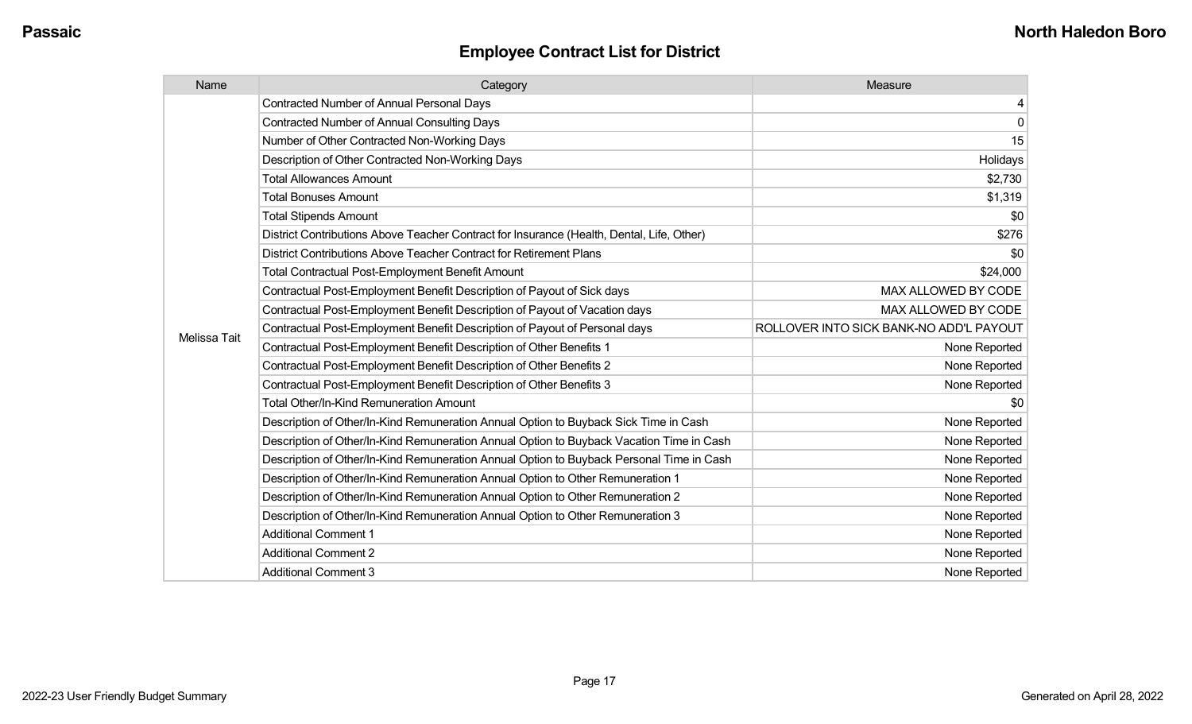## Employee Contract List for District

| Name | Category | Measure |
| --- | --- | --- |
| Melissa Tait | Contracted Number of Annual Personal Days | 4 |
| | Contracted Number of Annual Consulting Days | 0 |
| | Number of Other Contracted Non-Working Days | 15 |
| | Description of Other Contracted Non-Working Days | Holidays |
| | Total Allowances Amount | $2,730 |
| | Total Bonuses Amount | $1,319 |
| | Total Stipends Amount | $0 |
| | District Contributions Above Teacher Contract for Insurance (Health, Dental, Life, Other) | $276 |
| | District Contributions Above Teacher Contract for Retirement Plans | $0 |
| | Total Contractual Post-Employment Benefit Amount | $24,000 |
| | Contractual Post-Employment Benefit Description of Payout of Sick days | MAX ALLOWED BY CODE |
| | Contractual Post-Employment Benefit Description of Payout of Vacation days | MAX ALLOWED BY CODE |
| | Contractual Post-Employment Benefit Description of Payout of Personal days | ROLLOVER INTO SICK BANK-NO ADD'L PAYOUT |
| | Contractual Post-Employment Benefit Description of Other Benefits 1 | None Reported |
| | Contractual Post-Employment Benefit Description of Other Benefits 2 | None Reported |
| | Contractual Post-Employment Benefit Description of Other Benefits 3 | None Reported |
| | Total Other/In-Kind Remuneration Amount | $0 |
| | Description of Other/In-Kind Remuneration Annual Option to Buyback Sick Time in Cash | None Reported |
| | Description of Other/In-Kind Remuneration Annual Option to Buyback Vacation Time in Cash | None Reported |
| | Description of Other/In-Kind Remuneration Annual Option to Buyback Personal Time in Cash | None Reported |
| | Description of Other/In-Kind Remuneration Annual Option to Other Remuneration 1 | None Reported |
| | Description of Other/In-Kind Remuneration Annual Option to Other Remuneration 2 | None Reported |
| | Description of Other/In-Kind Remuneration Annual Option to Other Remuneration 3 | None Reported |
| | Additional Comment 1 | None Reported |
| | Additional Comment 2 | None Reported |
| | Additional Comment 3 | None Reported |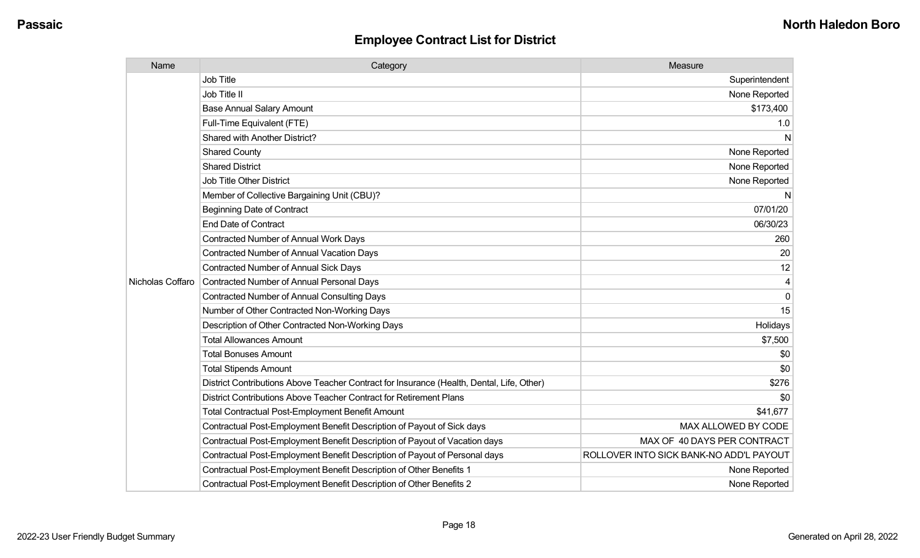## Employee Contract List for District

| Name | Category | Measure |
|---|---|---|
| Nicholas Coffaro | Job Title | Superintendent |
| | Job Title II | None Reported |
| | Base Annual Salary Amount | $173,400 |
| | Full-Time Equivalent (FTE) | 1.0 |
| | Shared with Another District? | N |
| | Shared County | None Reported |
| | Shared District | None Reported |
| | Job Title Other District | None Reported |
| | Member of Collective Bargaining Unit (CBU)? | N |
| | Beginning Date of Contract | 07/01/20 |
| | End Date of Contract | 06/30/23 |
| | Contracted Number of Annual Work Days | 260 |
| | Contracted Number of Annual Vacation Days | 20 |
| | Contracted Number of Annual Sick Days | 12 |
| | Contracted Number of Annual Personal Days | 4 |
| | Contracted Number of Annual Consulting Days | 0 |
| | Number of Other Contracted Non-Working Days | 15 |
| | Description of Other Contracted Non-Working Days | Holidays |
| | Total Allowances Amount | $7,500 |
| | Total Bonuses Amount | $0 |
| | Total Stipends Amount | $0 |
| | District Contributions Above Teacher Contract for Insurance (Health, Dental, Life, Other) | $276 |
| | District Contributions Above Teacher Contract for Retirement Plans | $0 |
| | Total Contractual Post-Employment Benefit Amount | $41,677 |
| | Contractual Post-Employment Benefit Description of Payout of Sick days | MAX ALLOWED BY CODE |
| | Contractual Post-Employment Benefit Description of Payout of Vacation days | MAX OF 40 DAYS PER CONTRACT |
| | Contractual Post-Employment Benefit Description of Payout of Personal days | ROLLOVER INTO SICK BANK-NO ADD'L PAYOUT |
| | Contractual Post-Employment Benefit Description of Other Benefits 1 | None Reported |
| | Contractual Post-Employment Benefit Description of Other Benefits 2 | None Reported |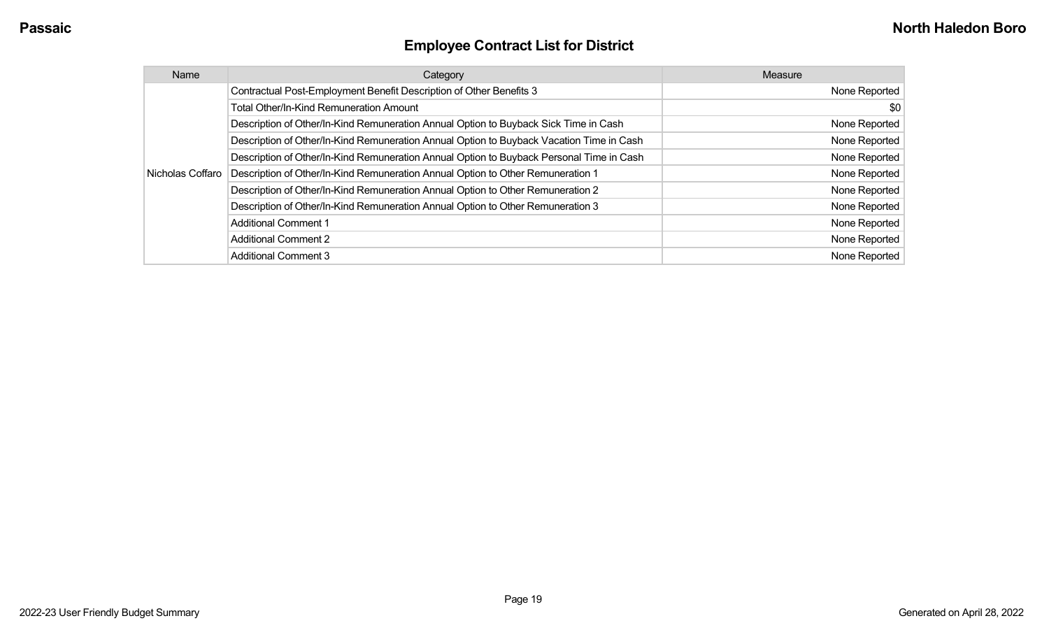## Employee Contract List for District

| Name | Category | Measure |
|---|---|---|
| Nicholas Coffaro | Contractual Post-Employment Benefit Description of Other Benefits 3 | None Reported |
| | Total Other/In-Kind Remuneration Amount | $0 |
| | Description of Other/In-Kind Remuneration Annual Option to Buyback Sick Time in Cash | None Reported |
| | Description of Other/In-Kind Remuneration Annual Option to Buyback Vacation Time in Cash | None Reported |
| | Description of Other/In-Kind Remuneration Annual Option to Buyback Personal Time in Cash | None Reported |
| | Description of Other/In-Kind Remuneration Annual Option to Other Remuneration 1 | None Reported |
| | Description of Other/In-Kind Remuneration Annual Option to Other Remuneration 2 | None Reported |
| | Description of Other/In-Kind Remuneration Annual Option to Other Remuneration 3 | None Reported |
| | Additional Comment 1 | None Reported |
| | Additional Comment 2 | None Reported |
| | Additional Comment 3 | None Reported |